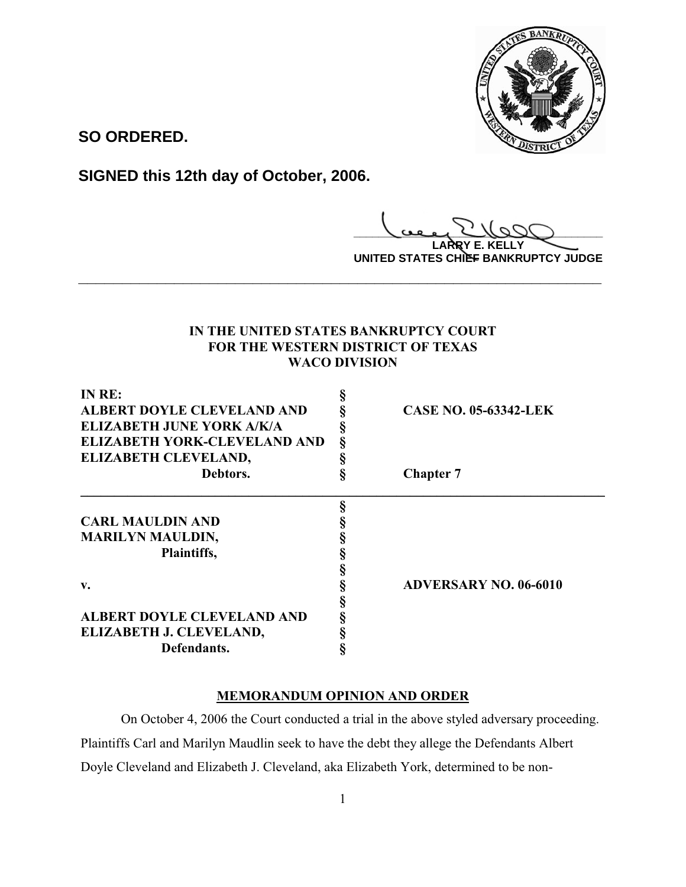**SO ORDERED.**

**SIGNED this 12th day of October, 2006.**

**LARRY E. KELLY**
**UNITED STATES CHIEF BANKRUPTCY JUDGE**

---

**IN THE UNITED STATES BANKRUPTCY COURT**
**FOR THE WESTERN DISTRICT OF TEXAS**
**WACO DIVISION**

| | | |
|---|---|---|
| **IN RE:** | § | |
| **ALBERT DOYLE CLEVELAND AND** | § | **CASE NO. 05-63342-LEK** |
| **ELIZABETH JUNE YORK A/K/A** | § | |
| **ELIZABETH YORK-CLEVELAND AND** | § | |
| **ELIZABETH CLEVELAND,** | § | |
| **Debtors.** | § | **Chapter 7** |

| | | |
|---|---|---|
| | § | |
| **CARL MAULDIN AND** | § | |
| **MARILYN MAULDIN,** | § | |
| **Plaintiffs,** | § | |
| | § | |
| **v.** | § | **ADVERSARY NO. 06-6010** |
| | § | |
| **ALBERT DOYLE CLEVELAND AND** | § | |
| **ELIZABETH J. CLEVELAND,** | § | |
| **Defendants.** | § | |

## MEMORANDUM OPINION AND ORDER

On October 4, 2006 the Court conducted a trial in the above styled adversary proceeding. Plaintiffs Carl and Marilyn Maudlin seek to have the debt they allege the Defendants Albert Doyle Cleveland and Elizabeth J. Cleveland, aka Elizabeth York, determined to be non-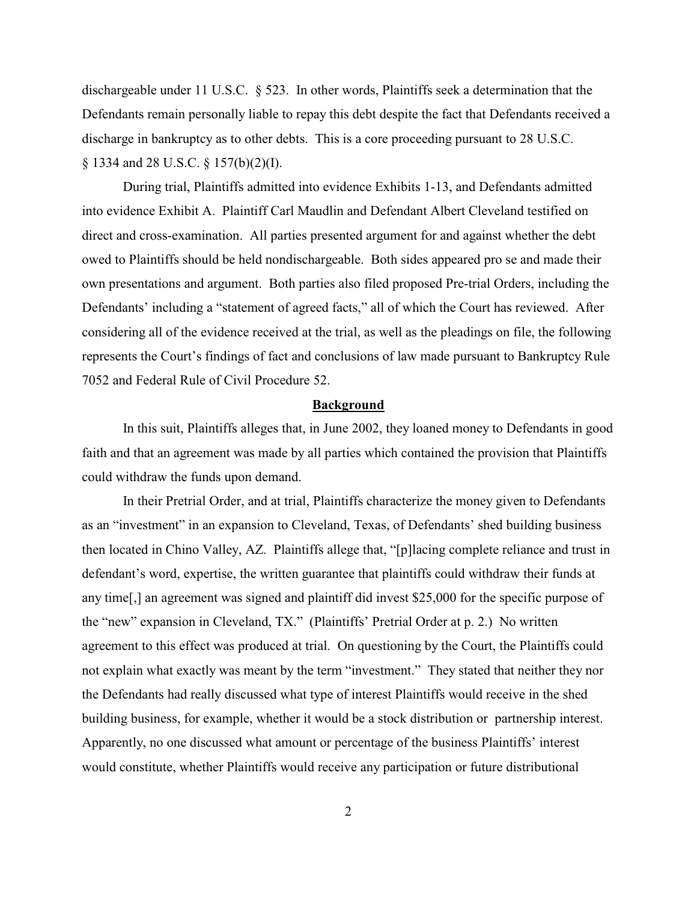dischargeable under 11 U.S.C. § 523. In other words, Plaintiffs seek a determination that the Defendants remain personally liable to repay this debt despite the fact that Defendants received a discharge in bankruptcy as to other debts. This is a core proceeding pursuant to 28 U.S.C. § 1334 and 28 U.S.C. § 157(b)(2)(I).

During trial, Plaintiffs admitted into evidence Exhibits 1-13, and Defendants admitted into evidence Exhibit A. Plaintiff Carl Maudlin and Defendant Albert Cleveland testified on direct and cross-examination. All parties presented argument for and against whether the debt owed to Plaintiffs should be held nondischargeable. Both sides appeared pro se and made their own presentations and argument. Both parties also filed proposed Pre-trial Orders, including the Defendants' including a "statement of agreed facts," all of which the Court has reviewed. After considering all of the evidence received at the trial, as well as the pleadings on file, the following represents the Court's findings of fact and conclusions of law made pursuant to Bankruptcy Rule 7052 and Federal Rule of Civil Procedure 52.

## Background

In this suit, Plaintiffs alleges that, in June 2002, they loaned money to Defendants in good faith and that an agreement was made by all parties which contained the provision that Plaintiffs could withdraw the funds upon demand.

In their Pretrial Order, and at trial, Plaintiffs characterize the money given to Defendants as an "investment" in an expansion to Cleveland, Texas, of Defendants' shed building business then located in Chino Valley, AZ. Plaintiffs allege that, "[p]lacing complete reliance and trust in defendant's word, expertise, the written guarantee that plaintiffs could withdraw their funds at any time[,] an agreement was signed and plaintiff did invest $25,000 for the specific purpose of the "new" expansion in Cleveland, TX." (Plaintiffs' Pretrial Order at p. 2.) No written agreement to this effect was produced at trial. On questioning by the Court, the Plaintiffs could not explain what exactly was meant by the term "investment." They stated that neither they nor the Defendants had really discussed what type of interest Plaintiffs would receive in the shed building business, for example, whether it would be a stock distribution or partnership interest. Apparently, no one discussed what amount or percentage of the business Plaintiffs' interest would constitute, whether Plaintiffs would receive any participation or future distributional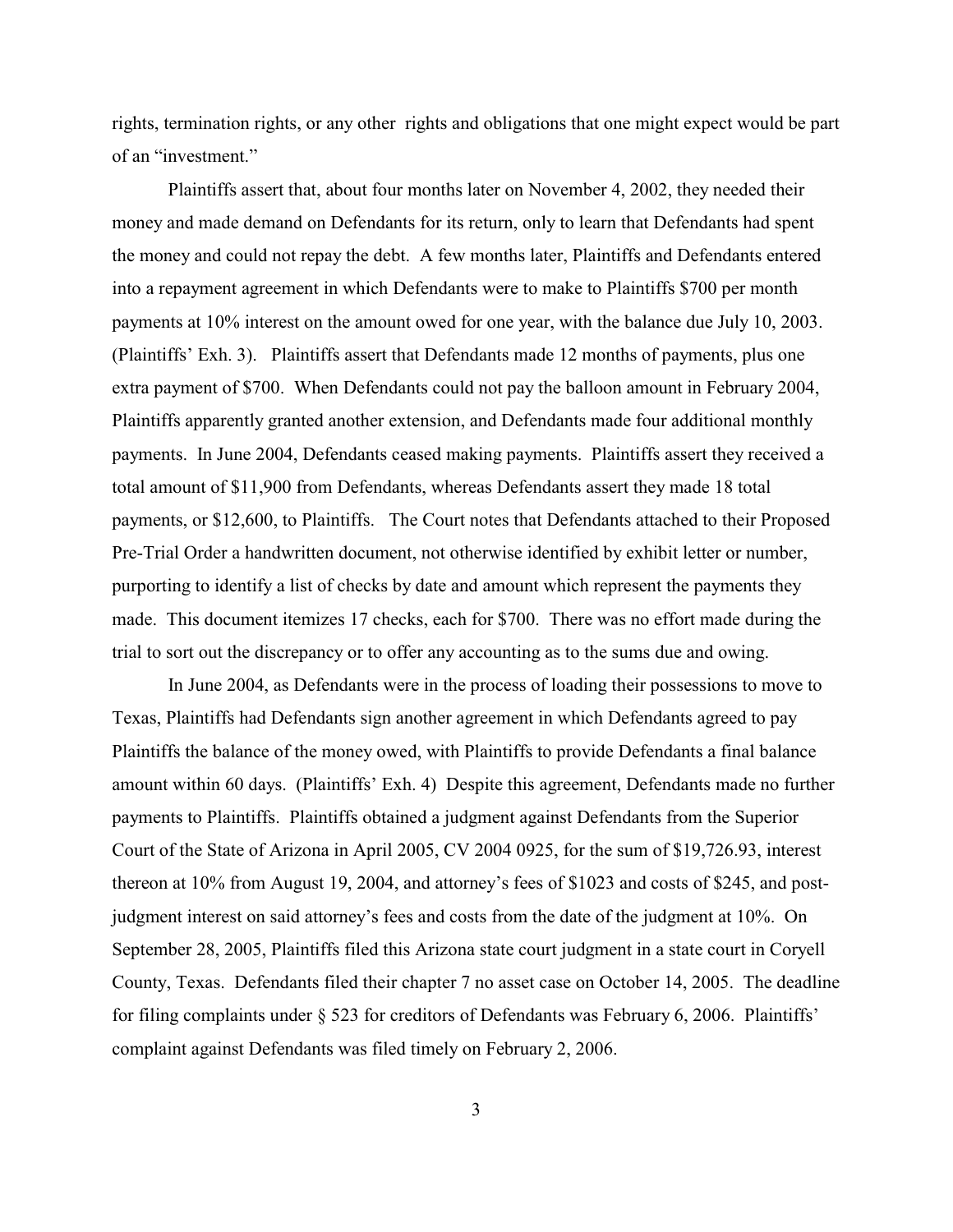rights, termination rights, or any other rights and obligations that one might expect would be part of an "investment."

Plaintiffs assert that, about four months later on November 4, 2002, they needed their money and made demand on Defendants for its return, only to learn that Defendants had spent the money and could not repay the debt. A few months later, Plaintiffs and Defendants entered into a repayment agreement in which Defendants were to make to Plaintiffs $700 per month payments at 10% interest on the amount owed for one year, with the balance due July 10, 2003. (Plaintiffs' Exh. 3). Plaintiffs assert that Defendants made 12 months of payments, plus one extra payment of $700. When Defendants could not pay the balloon amount in February 2004, Plaintiffs apparently granted another extension, and Defendants made four additional monthly payments. In June 2004, Defendants ceased making payments. Plaintiffs assert they received a total amount of $11,900 from Defendants, whereas Defendants assert they made 18 total payments, or $12,600, to Plaintiffs. The Court notes that Defendants attached to their Proposed Pre-Trial Order a handwritten document, not otherwise identified by exhibit letter or number, purporting to identify a list of checks by date and amount which represent the payments they made. This document itemizes 17 checks, each for $700. There was no effort made during the trial to sort out the discrepancy or to offer any accounting as to the sums due and owing.

In June 2004, as Defendants were in the process of loading their possessions to move to Texas, Plaintiffs had Defendants sign another agreement in which Defendants agreed to pay Plaintiffs the balance of the money owed, with Plaintiffs to provide Defendants a final balance amount within 60 days. (Plaintiffs' Exh. 4) Despite this agreement, Defendants made no further payments to Plaintiffs. Plaintiffs obtained a judgment against Defendants from the Superior Court of the State of Arizona in April 2005, CV 2004 0925, for the sum of $19,726.93, interest thereon at 10% from August 19, 2004, and attorney's fees of $1023 and costs of $245, and post-judgment interest on said attorney's fees and costs from the date of the judgment at 10%. On September 28, 2005, Plaintiffs filed this Arizona state court judgment in a state court in Coryell County, Texas. Defendants filed their chapter 7 no asset case on October 14, 2005. The deadline for filing complaints under § 523 for creditors of Defendants was February 6, 2006. Plaintiffs' complaint against Defendants was filed timely on February 2, 2006.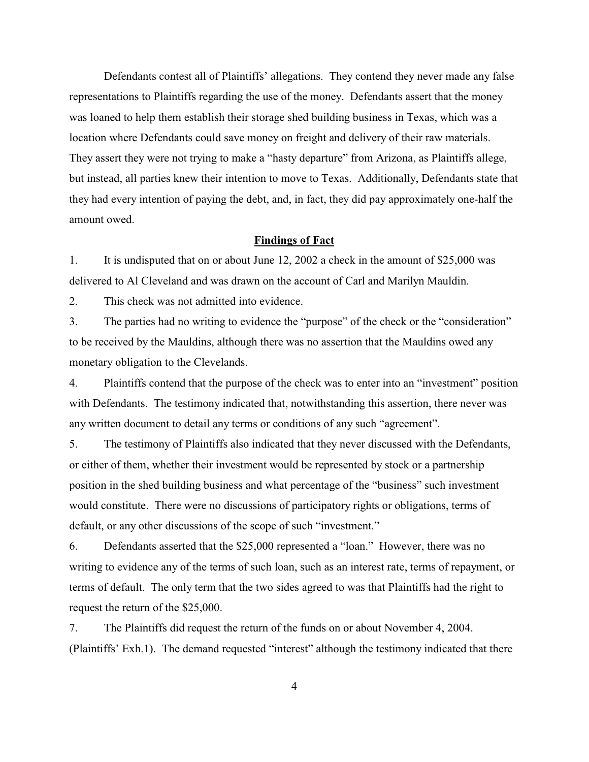Defendants contest all of Plaintiffs' allegations. They contend they never made any false representations to Plaintiffs regarding the use of the money. Defendants assert that the money was loaned to help them establish their storage shed building business in Texas, which was a location where Defendants could save money on freight and delivery of their raw materials. They assert they were not trying to make a "hasty departure" from Arizona, as Plaintiffs allege, but instead, all parties knew their intention to move to Texas. Additionally, Defendants state that they had every intention of paying the debt, and, in fact, they did pay approximately one-half the amount owed.

## Findings of Fact

1. It is undisputed that on or about June 12, 2002 a check in the amount of $25,000 was delivered to Al Cleveland and was drawn on the account of Carl and Marilyn Mauldin.

2. This check was not admitted into evidence.

3. The parties had no writing to evidence the "purpose" of the check or the "consideration" to be received by the Mauldins, although there was no assertion that the Mauldins owed any monetary obligation to the Clevelands.

4. Plaintiffs contend that the purpose of the check was to enter into an "investment" position with Defendants. The testimony indicated that, notwithstanding this assertion, there never was any written document to detail any terms or conditions of any such "agreement".

5. The testimony of Plaintiffs also indicated that they never discussed with the Defendants, or either of them, whether their investment would be represented by stock or a partnership position in the shed building business and what percentage of the "business" such investment would constitute. There were no discussions of participatory rights or obligations, terms of default, or any other discussions of the scope of such "investment."

6. Defendants asserted that the $25,000 represented a "loan." However, there was no writing to evidence any of the terms of such loan, such as an interest rate, terms of repayment, or terms of default. The only term that the two sides agreed to was that Plaintiffs had the right to request the return of the $25,000.

7. The Plaintiffs did request the return of the funds on or about November 4, 2004. (Plaintiffs' Exh.1). The demand requested "interest" although the testimony indicated that there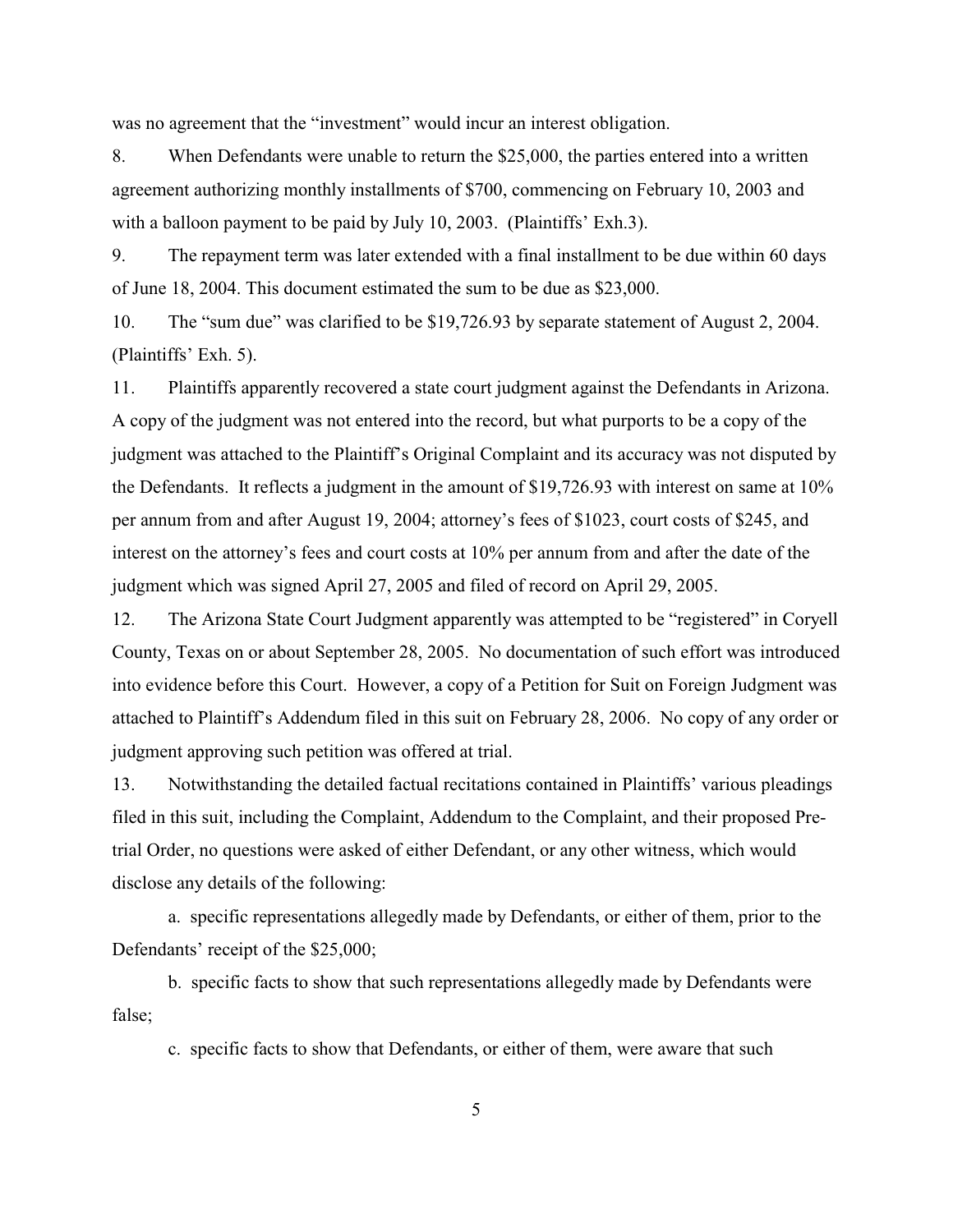was no agreement that the "investment" would incur an interest obligation.

8. When Defendants were unable to return the $25,000, the parties entered into a written agreement authorizing monthly installments of $700, commencing on February 10, 2003 and with a balloon payment to be paid by July 10, 2003. (Plaintiffs' Exh.3).

9. The repayment term was later extended with a final installment to be due within 60 days of June 18, 2004. This document estimated the sum to be due as $23,000.

10. The "sum due" was clarified to be $19,726.93 by separate statement of August 2, 2004. (Plaintiffs' Exh. 5).

11. Plaintiffs apparently recovered a state court judgment against the Defendants in Arizona. A copy of the judgment was not entered into the record, but what purports to be a copy of the judgment was attached to the Plaintiff's Original Complaint and its accuracy was not disputed by the Defendants. It reflects a judgment in the amount of $19,726.93 with interest on same at 10% per annum from and after August 19, 2004; attorney's fees of $1023, court costs of $245, and interest on the attorney's fees and court costs at 10% per annum from and after the date of the judgment which was signed April 27, 2005 and filed of record on April 29, 2005.

12. The Arizona State Court Judgment apparently was attempted to be "registered" in Coryell County, Texas on or about September 28, 2005. No documentation of such effort was introduced into evidence before this Court. However, a copy of a Petition for Suit on Foreign Judgment was attached to Plaintiff's Addendum filed in this suit on February 28, 2006. No copy of any order or judgment approving such petition was offered at trial.

13. Notwithstanding the detailed factual recitations contained in Plaintiffs' various pleadings filed in this suit, including the Complaint, Addendum to the Complaint, and their proposed Pre-trial Order, no questions were asked of either Defendant, or any other witness, which would disclose any details of the following:

a. specific representations allegedly made by Defendants, or either of them, prior to the Defendants' receipt of the $25,000;

b. specific facts to show that such representations allegedly made by Defendants were false;

c. specific facts to show that Defendants, or either of them, were aware that such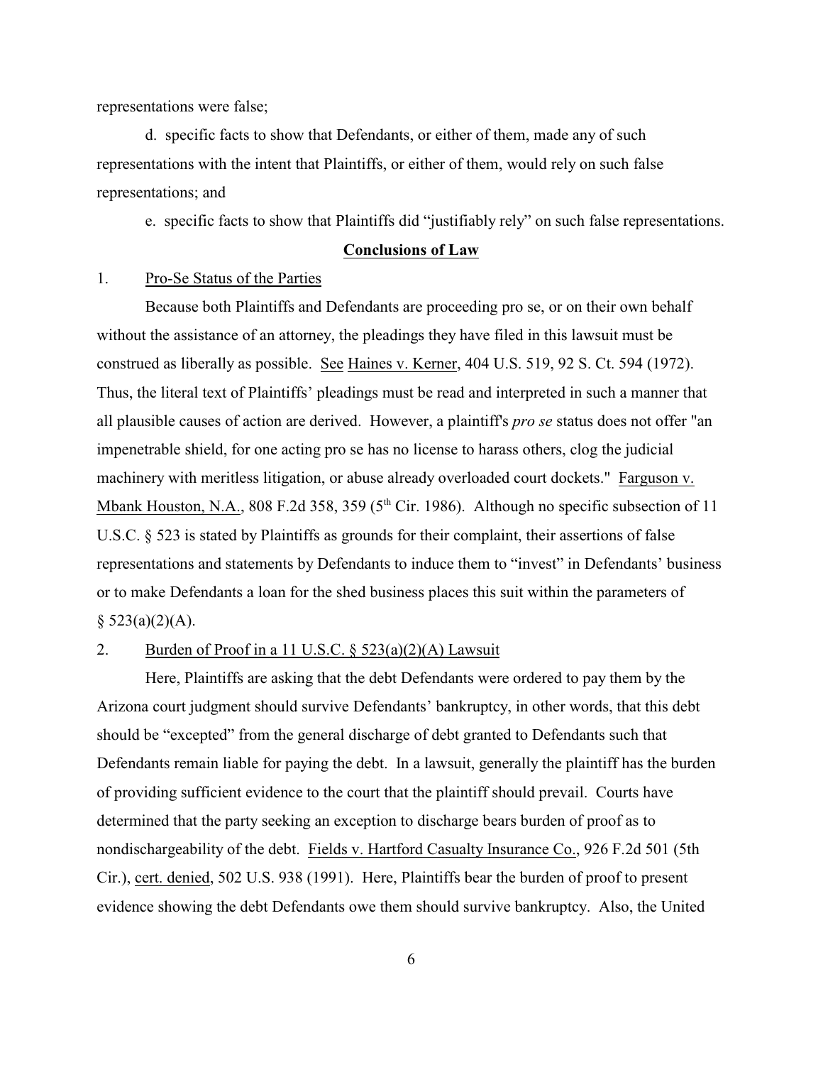representations were false;

d. specific facts to show that Defendants, or either of them, made any of such representations with the intent that Plaintiffs, or either of them, would rely on such false representations; and

e. specific facts to show that Plaintiffs did "justifiably rely" on such false representations.

## **Conclusions of Law**

1. Pro-Se Status of the Parties

Because both Plaintiffs and Defendants are proceeding pro se, or on their own behalf without the assistance of an attorney, the pleadings they have filed in this lawsuit must be construed as liberally as possible. See Haines v. Kerner, 404 U.S. 519, 92 S. Ct. 594 (1972). Thus, the literal text of Plaintiffs' pleadings must be read and interpreted in such a manner that all plausible causes of action are derived. However, a plaintiff's *pro se* status does not offer "an impenetrable shield, for one acting pro se has no license to harass others, clog the judicial machinery with meritless litigation, or abuse already overloaded court dockets." Farguson v. Mbank Houston, N.A., 808 F.2d 358, 359 (5th Cir. 1986). Although no specific subsection of 11 U.S.C. § 523 is stated by Plaintiffs as grounds for their complaint, their assertions of false representations and statements by Defendants to induce them to "invest" in Defendants' business or to make Defendants a loan for the shed business places this suit within the parameters of § 523(a)(2)(A).

2. Burden of Proof in a 11 U.S.C. § 523(a)(2)(A) Lawsuit

Here, Plaintiffs are asking that the debt Defendants were ordered to pay them by the Arizona court judgment should survive Defendants' bankruptcy, in other words, that this debt should be "excepted" from the general discharge of debt granted to Defendants such that Defendants remain liable for paying the debt. In a lawsuit, generally the plaintiff has the burden of providing sufficient evidence to the court that the plaintiff should prevail. Courts have determined that the party seeking an exception to discharge bears burden of proof as to nondischargeability of the debt. Fields v. Hartford Casualty Insurance Co., 926 F.2d 501 (5th Cir.), cert. denied, 502 U.S. 938 (1991). Here, Plaintiffs bear the burden of proof to present evidence showing the debt Defendants owe them should survive bankruptcy. Also, the United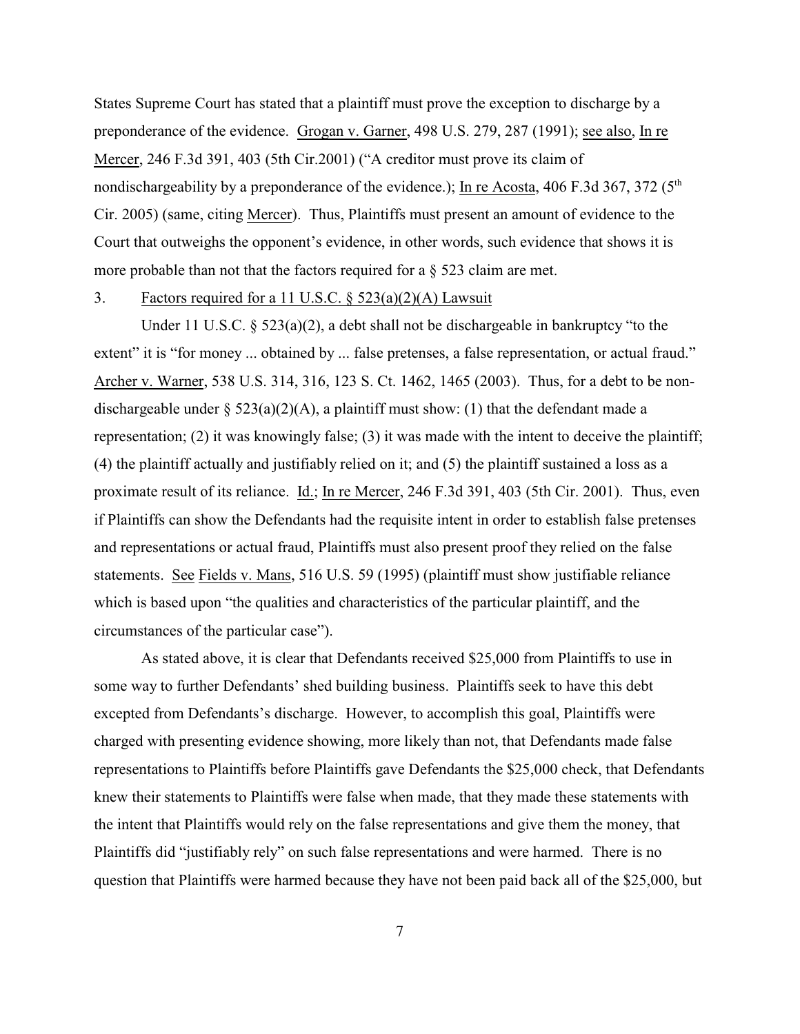States Supreme Court has stated that a plaintiff must prove the exception to discharge by a preponderance of the evidence. Grogan v. Garner, 498 U.S. 279, 287 (1991); see also, In re Mercer, 246 F.3d 391, 403 (5th Cir.2001) ("A creditor must prove its claim of nondischargeability by a preponderance of the evidence.); In re Acosta, 406 F.3d 367, 372 (5th Cir. 2005) (same, citing Mercer). Thus, Plaintiffs must present an amount of evidence to the Court that outweighs the opponent's evidence, in other words, such evidence that shows it is more probable than not that the factors required for a § 523 claim are met.

3. Factors required for a 11 U.S.C. § 523(a)(2)(A) Lawsuit

Under 11 U.S.C. § 523(a)(2), a debt shall not be dischargeable in bankruptcy "to the extent" it is "for money ... obtained by ... false pretenses, a false representation, or actual fraud." Archer v. Warner, 538 U.S. 314, 316, 123 S. Ct. 1462, 1465 (2003). Thus, for a debt to be non-dischargeable under § 523(a)(2)(A), a plaintiff must show: (1) that the defendant made a representation; (2) it was knowingly false; (3) it was made with the intent to deceive the plaintiff; (4) the plaintiff actually and justifiably relied on it; and (5) the plaintiff sustained a loss as a proximate result of its reliance. Id.; In re Mercer, 246 F.3d 391, 403 (5th Cir. 2001). Thus, even if Plaintiffs can show the Defendants had the requisite intent in order to establish false pretenses and representations or actual fraud, Plaintiffs must also present proof they relied on the false statements. See Fields v. Mans, 516 U.S. 59 (1995) (plaintiff must show justifiable reliance which is based upon "the qualities and characteristics of the particular plaintiff, and the circumstances of the particular case").

As stated above, it is clear that Defendants received $25,000 from Plaintiffs to use in some way to further Defendants' shed building business. Plaintiffs seek to have this debt excepted from Defendants's discharge. However, to accomplish this goal, Plaintiffs were charged with presenting evidence showing, more likely than not, that Defendants made false representations to Plaintiffs before Plaintiffs gave Defendants the $25,000 check, that Defendants knew their statements to Plaintiffs were false when made, that they made these statements with the intent that Plaintiffs would rely on the false representations and give them the money, that Plaintiffs did "justifiably rely" on such false representations and were harmed. There is no question that Plaintiffs were harmed because they have not been paid back all of the $25,000, but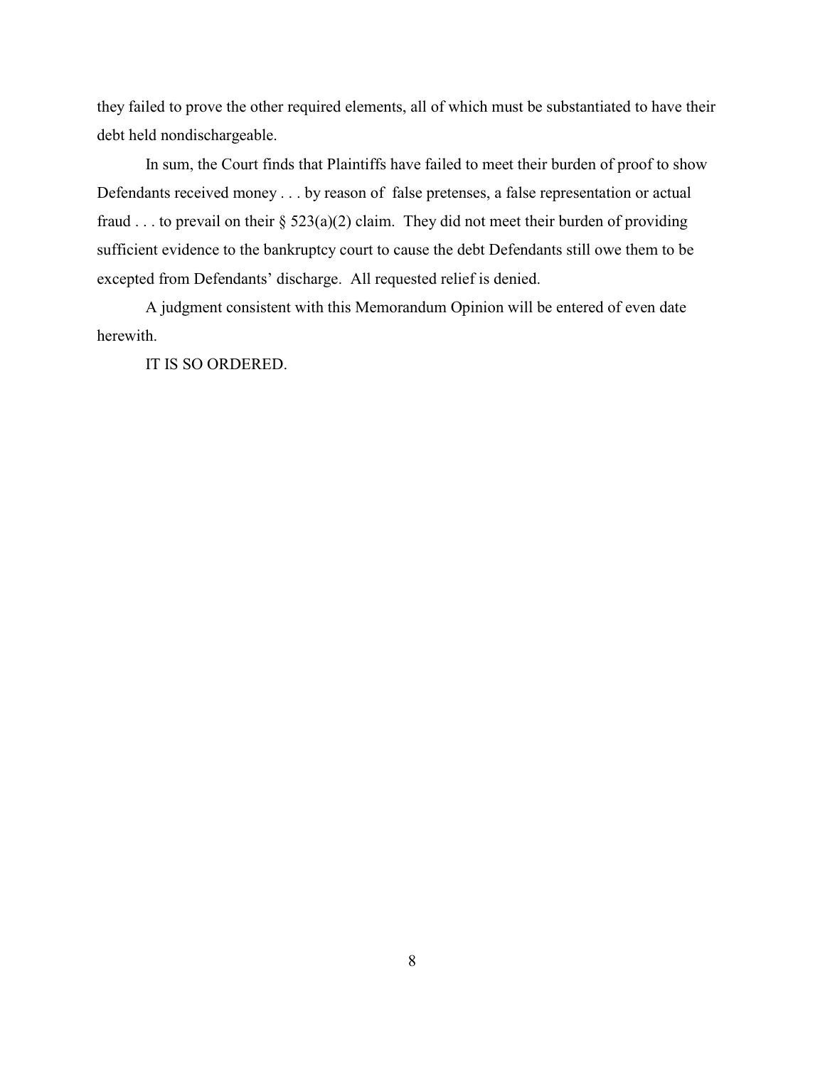they failed to prove the other required elements, all of which must be substantiated to have their debt held nondischargeable.

In sum, the Court finds that Plaintiffs have failed to meet their burden of proof to show Defendants received money . . . by reason of false pretenses, a false representation or actual fraud . . . to prevail on their § 523(a)(2) claim. They did not meet their burden of providing sufficient evidence to the bankruptcy court to cause the debt Defendants still owe them to be excepted from Defendants' discharge. All requested relief is denied.

A judgment consistent with this Memorandum Opinion will be entered of even date herewith.

IT IS SO ORDERED.